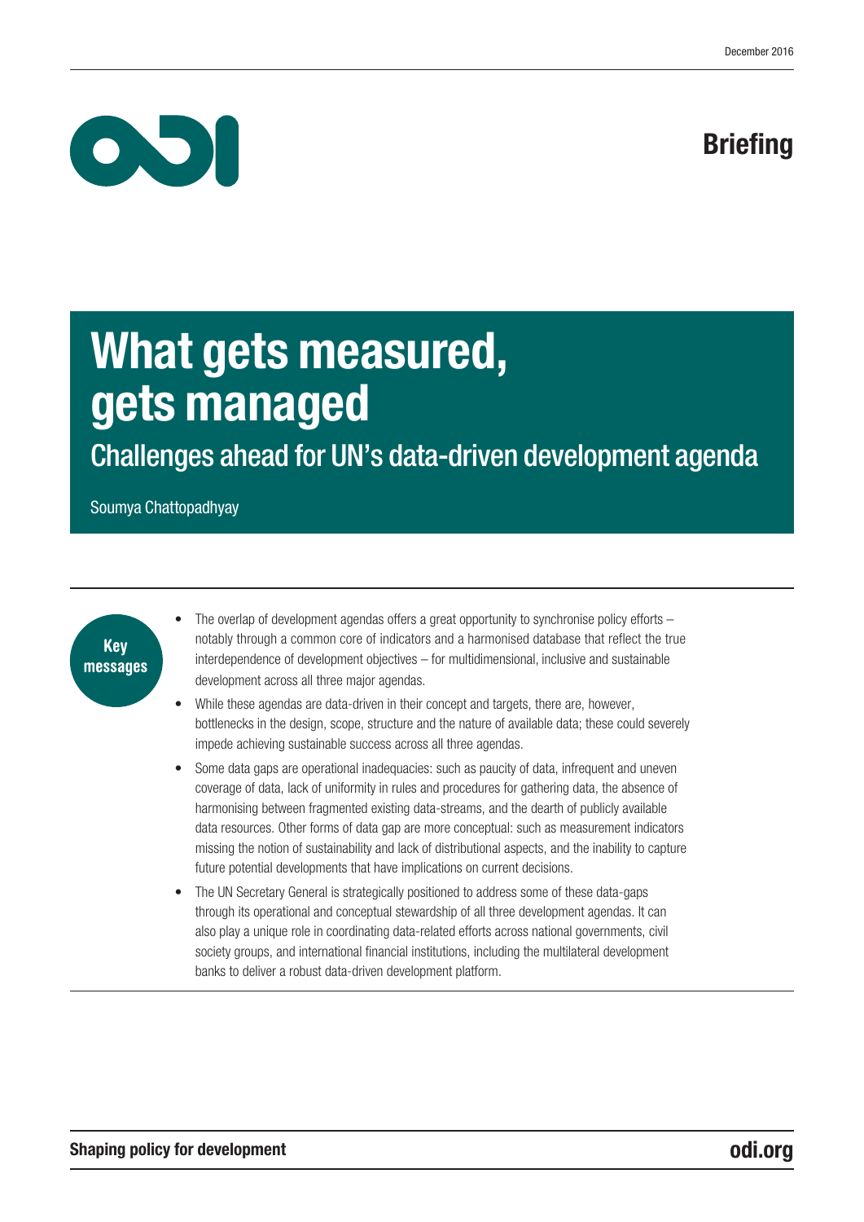December 2016

Briefing

# What gets measured, gets managed

## Challenges ahead for UN's data-driven development agenda

Soumya Chattopadhyay

**Key messages**

- The overlap of development agendas offers a great opportunity to synchronise policy efforts – notably through a common core of indicators and a harmonised database that reflect the true interdependence of development objectives – for multidimensional, inclusive and sustainable development across all three major agendas.
- While these agendas are data-driven in their concept and targets, there are, however, bottlenecks in the design, scope, structure and the nature of available data; these could severely impede achieving sustainable success across all three agendas.
- Some data gaps are operational inadequacies: such as paucity of data, infrequent and uneven coverage of data, lack of uniformity in rules and procedures for gathering data, the absence of harmonising between fragmented existing data-streams, and the dearth of publicly available data resources. Other forms of data gap are more conceptual: such as measurement indicators missing the notion of sustainability and lack of distributional aspects, and the inability to capture future potential developments that have implications on current decisions.
- The UN Secretary General is strategically positioned to address some of these data-gaps through its operational and conceptual stewardship of all three development agendas. It can also play a unique role in coordinating data-related efforts across national governments, civil society groups, and international financial institutions, including the multilateral development banks to deliver a robust data-driven development platform.

**Shaping policy for development** odi.org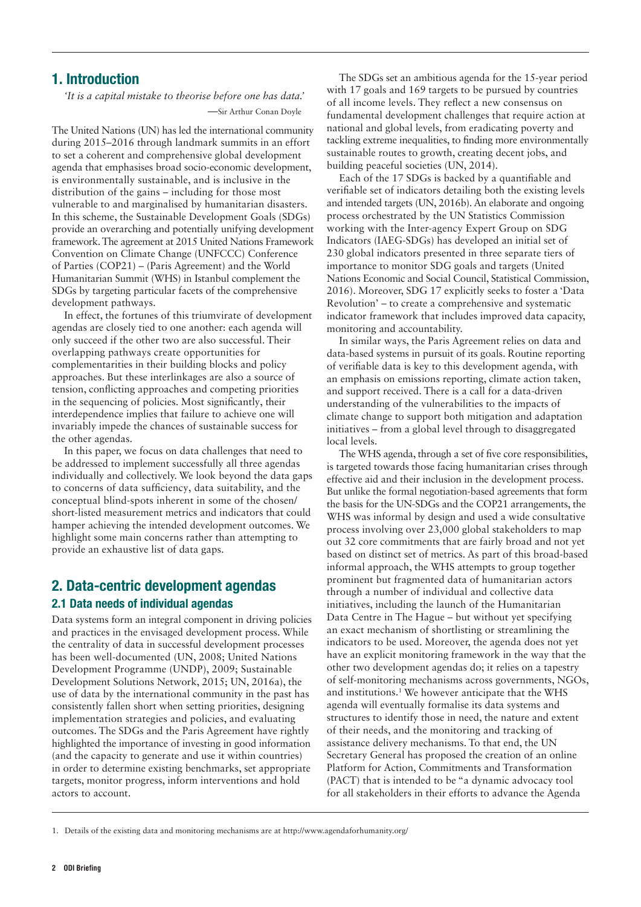## 1. Introduction

*'It is a capital mistake to theorise before one has data.'*

—Sir Arthur Conan Doyle

The United Nations (UN) has led the international community during 2015–2016 through landmark summits in an effort to set a coherent and comprehensive global development agenda that emphasises broad socio-economic development, is environmentally sustainable, and is inclusive in the distribution of the gains – including for those most vulnerable to and marginalised by humanitarian disasters. In this scheme, the Sustainable Development Goals (SDGs) provide an overarching and potentially unifying development framework. The agreement at 2015 United Nations Framework Convention on Climate Change (UNFCCC) Conference of Parties (COP21) – (Paris Agreement) and the World Humanitarian Summit (WHS) in Istanbul complement the SDGs by targeting particular facets of the comprehensive development pathways.

In effect, the fortunes of this triumvirate of development agendas are closely tied to one another: each agenda will only succeed if the other two are also successful. Their overlapping pathways create opportunities for complementarities in their building blocks and policy approaches. But these interlinkages are also a source of tension, conflicting approaches and competing priorities in the sequencing of policies. Most significantly, their interdependence implies that failure to achieve one will invariably impede the chances of sustainable success for the other agendas.

In this paper, we focus on data challenges that need to be addressed to implement successfully all three agendas individually and collectively. We look beyond the data gaps to concerns of data sufficiency, data suitability, and the conceptual blind-spots inherent in some of the chosen/short-listed measurement metrics and indicators that could hamper achieving the intended development outcomes. We highlight some main concerns rather than attempting to provide an exhaustive list of data gaps.

## 2. Data-centric development agendas

### 2.1 Data needs of individual agendas

Data systems form an integral component in driving policies and practices in the envisaged development process. While the centrality of data in successful development processes has been well-documented (UN, 2008; United Nations Development Programme (UNDP), 2009; Sustainable Development Solutions Network, 2015; UN, 2016a), the use of data by the international community in the past has consistently fallen short when setting priorities, designing implementation strategies and policies, and evaluating outcomes. The SDGs and the Paris Agreement have rightly highlighted the importance of investing in good information (and the capacity to generate and use it within countries) in order to determine existing benchmarks, set appropriate targets, monitor progress, inform interventions and hold actors to account.

The SDGs set an ambitious agenda for the 15-year period with 17 goals and 169 targets to be pursued by countries of all income levels. They reflect a new consensus on fundamental development challenges that require action at national and global levels, from eradicating poverty and tackling extreme inequalities, to finding more environmentally sustainable routes to growth, creating decent jobs, and building peaceful societies (UN, 2014).

Each of the 17 SDGs is backed by a quantifiable and verifiable set of indicators detailing both the existing levels and intended targets (UN, 2016b). An elaborate and ongoing process orchestrated by the UN Statistics Commission working with the Inter-agency Expert Group on SDG Indicators (IAEG-SDGs) has developed an initial set of 230 global indicators presented in three separate tiers of importance to monitor SDG goals and targets (United Nations Economic and Social Council, Statistical Commission, 2016). Moreover, SDG 17 explicitly seeks to foster a 'Data Revolution' – to create a comprehensive and systematic indicator framework that includes improved data capacity, monitoring and accountability.

In similar ways, the Paris Agreement relies on data and data-based systems in pursuit of its goals. Routine reporting of verifiable data is key to this development agenda, with an emphasis on emissions reporting, climate action taken, and support received. There is a call for a data-driven understanding of the vulnerabilities to the impacts of climate change to support both mitigation and adaptation initiatives – from a global level through to disaggregated local levels.

The WHS agenda, through a set of five core responsibilities, is targeted towards those facing humanitarian crises through effective aid and their inclusion in the development process. But unlike the formal negotiation-based agreements that form the basis for the UN-SDGs and the COP21 arrangements, the WHS was informal by design and used a wide consultative process involving over 23,000 global stakeholders to map out 32 core commitments that are fairly broad and not yet based on distinct set of metrics. As part of this broad-based informal approach, the WHS attempts to group together prominent but fragmented data of humanitarian actors through a number of individual and collective data initiatives, including the launch of the Humanitarian Data Centre in The Hague – but without yet specifying an exact mechanism of shortlisting or streamlining the indicators to be used. Moreover, the agenda does not yet have an explicit monitoring framework in the way that the other two development agendas do; it relies on a tapestry of self-monitoring mechanisms across governments, NGOs, and institutions.[1] We however anticipate that the WHS agenda will eventually formalise its data systems and structures to identify those in need, the nature and extent of their needs, and the monitoring and tracking of assistance delivery mechanisms. To that end, the UN Secretary General has proposed the creation of an online Platform for Action, Commitments and Transformation (PACT) that is intended to be "a dynamic advocacy tool for all stakeholders in their efforts to advance the Agenda

1. Details of the existing data and monitoring mechanisms are at http://www.agendaforhumanity.org/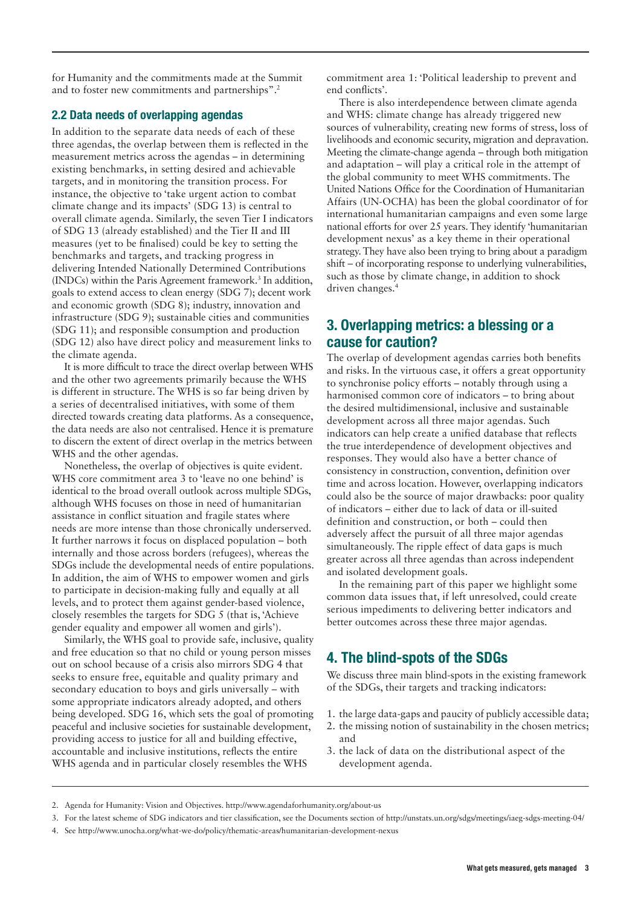for Humanity and the commitments made at the Summit and to foster new commitments and partnerships".[2]

### 2.2 Data needs of overlapping agendas

In addition to the separate data needs of each of these three agendas, the overlap between them is reflected in the measurement metrics across the agendas – in determining existing benchmarks, in setting desired and achievable targets, and in monitoring the transition process. For instance, the objective to 'take urgent action to combat climate change and its impacts' (SDG 13) is central to overall climate agenda. Similarly, the seven Tier I indicators of SDG 13 (already established) and the Tier II and III measures (yet to be finalised) could be key to setting the benchmarks and targets, and tracking progress in delivering Intended Nationally Determined Contributions (INDCs) within the Paris Agreement framework.[3] In addition, goals to extend access to clean energy (SDG 7); decent work and economic growth (SDG 8); industry, innovation and infrastructure (SDG 9); sustainable cities and communities (SDG 11); and responsible consumption and production (SDG 12) also have direct policy and measurement links to the climate agenda.

It is more difficult to trace the direct overlap between WHS and the other two agreements primarily because the WHS is different in structure. The WHS is so far being driven by a series of decentralised initiatives, with some of them directed towards creating data platforms. As a consequence, the data needs are also not centralised. Hence it is premature to discern the extent of direct overlap in the metrics between WHS and the other agendas.

Nonetheless, the overlap of objectives is quite evident. WHS core commitment area 3 to 'leave no one behind' is identical to the broad overall outlook across multiple SDGs, although WHS focuses on those in need of humanitarian assistance in conflict situation and fragile states where needs are more intense than those chronically underserved. It further narrows it focus on displaced population – both internally and those across borders (refugees), whereas the SDGs include the developmental needs of entire populations. In addition, the aim of WHS to empower women and girls to participate in decision-making fully and equally at all levels, and to protect them against gender-based violence, closely resembles the targets for SDG 5 (that is, 'Achieve gender equality and empower all women and girls').

Similarly, the WHS goal to provide safe, inclusive, quality and free education so that no child or young person misses out on school because of a crisis also mirrors SDG 4 that seeks to ensure free, equitable and quality primary and secondary education to boys and girls universally – with some appropriate indicators already adopted, and others being developed. SDG 16, which sets the goal of promoting peaceful and inclusive societies for sustainable development, providing access to justice for all and building effective, accountable and inclusive institutions, reflects the entire WHS agenda and in particular closely resembles the WHS commitment area 1: 'Political leadership to prevent and end conflicts'.

There is also interdependence between climate agenda and WHS: climate change has already triggered new sources of vulnerability, creating new forms of stress, loss of livelihoods and economic security, migration and depravation. Meeting the climate-change agenda – through both mitigation and adaptation – will play a critical role in the attempt of the global community to meet WHS commitments. The United Nations Office for the Coordination of Humanitarian Affairs (UN-OCHA) has been the global coordinator of for international humanitarian campaigns and even some large national efforts for over 25 years. They identify 'humanitarian development nexus' as a key theme in their operational strategy. They have also been trying to bring about a paradigm shift – of incorporating response to underlying vulnerabilities, such as those by climate change, in addition to shock driven changes.[4]

## 3. Overlapping metrics: a blessing or a cause for caution?

The overlap of development agendas carries both benefits and risks. In the virtuous case, it offers a great opportunity to synchronise policy efforts – notably through using a harmonised common core of indicators – to bring about the desired multidimensional, inclusive and sustainable development across all three major agendas. Such indicators can help create a unified database that reflects the true interdependence of development objectives and responses. They would also have a better chance of consistency in construction, convention, definition over time and across location. However, overlapping indicators could also be the source of major drawbacks: poor quality of indicators – either due to lack of data or ill-suited definition and construction, or both – could then adversely affect the pursuit of all three major agendas simultaneously. The ripple effect of data gaps is much greater across all three agendas than across independent and isolated development goals.

In the remaining part of this paper we highlight some common data issues that, if left unresolved, could create serious impediments to delivering better indicators and better outcomes across these three major agendas.

## 4. The blind-spots of the SDGs

We discuss three main blind-spots in the existing framework of the SDGs, their targets and tracking indicators:

1. the large data-gaps and paucity of publicly accessible data;
2. the missing notion of sustainability in the chosen metrics; and
3. the lack of data on the distributional aspect of the development agenda.

---

2. Agenda for Humanity: Vision and Objectives. http://www.agendaforhumanity.org/about-us
3. For the latest scheme of SDG indicators and tier classification, see the Documents section of http://unstats.un.org/sdgs/meetings/iaeg-sdgs-meeting-04/
4. See http://www.unocha.org/what-we-do/policy/thematic-areas/humanitarian-development-nexus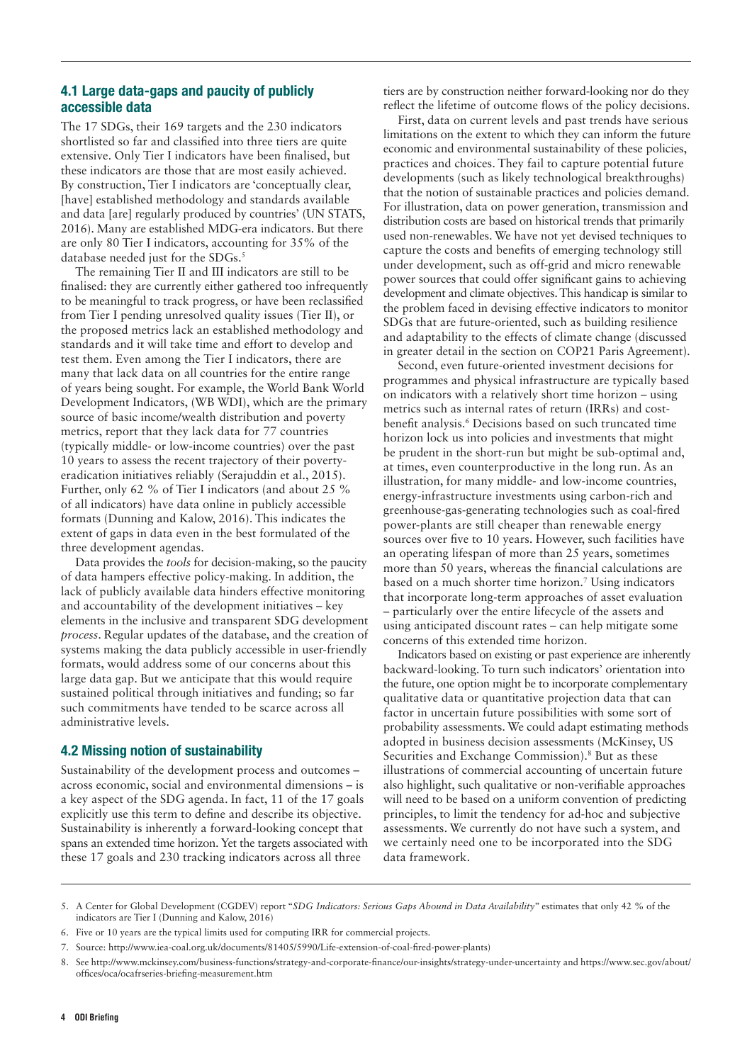## 4.1 Large data-gaps and paucity of publicly accessible data

The 17 SDGs, their 169 targets and the 230 indicators shortlisted so far and classified into three tiers are quite extensive. Only Tier I indicators have been finalised, but these indicators are those that are most easily achieved. By construction, Tier I indicators are 'conceptually clear, [have] established methodology and standards available and data [are] regularly produced by countries' (UN STATS, 2016). Many are established MDG-era indicators. But there are only 80 Tier I indicators, accounting for 35% of the database needed just for the SDGs.[5]

The remaining Tier II and III indicators are still to be finalised: they are currently either gathered too infrequently to be meaningful to track progress, or have been reclassified from Tier I pending unresolved quality issues (Tier II), or the proposed metrics lack an established methodology and standards and it will take time and effort to develop and test them. Even among the Tier I indicators, there are many that lack data on all countries for the entire range of years being sought. For example, the World Bank World Development Indicators, (WB WDI), which are the primary source of basic income/wealth distribution and poverty metrics, report that they lack data for 77 countries (typically middle- or low-income countries) over the past 10 years to assess the recent trajectory of their poverty-eradication initiatives reliably (Serajuddin et al., 2015). Further, only 62 % of Tier I indicators (and about 25 % of all indicators) have data online in publicly accessible formats (Dunning and Kalow, 2016). This indicates the extent of gaps in data even in the best formulated of the three development agendas.

Data provides the *tools* for decision-making, so the paucity of data hampers effective policy-making. In addition, the lack of publicly available data hinders effective monitoring and accountability of the development initiatives – key elements in the inclusive and transparent SDG development *process*. Regular updates of the database, and the creation of systems making the data publicly accessible in user-friendly formats, would address some of our concerns about this large data gap. But we anticipate that this would require sustained political through initiatives and funding; so far such commitments have tended to be scarce across all administrative levels.

## 4.2 Missing notion of sustainability

Sustainability of the development process and outcomes – across economic, social and environmental dimensions – is a key aspect of the SDG agenda. In fact, 11 of the 17 goals explicitly use this term to define and describe its objective. Sustainability is inherently a forward-looking concept that spans an extended time horizon. Yet the targets associated with these 17 goals and 230 tracking indicators across all three tiers are by construction neither forward-looking nor do they reflect the lifetime of outcome flows of the policy decisions.

First, data on current levels and past trends have serious limitations on the extent to which they can inform the future economic and environmental sustainability of these policies, practices and choices. They fail to capture potential future developments (such as likely technological breakthroughs) that the notion of sustainable practices and policies demand. For illustration, data on power generation, transmission and distribution costs are based on historical trends that primarily used non-renewables. We have not yet devised techniques to capture the costs and benefits of emerging technology still under development, such as off-grid and micro renewable power sources that could offer significant gains to achieving development and climate objectives. This handicap is similar to the problem faced in devising effective indicators to monitor SDGs that are future-oriented, such as building resilience and adaptability to the effects of climate change (discussed in greater detail in the section on COP21 Paris Agreement).

Second, even future-oriented investment decisions for programmes and physical infrastructure are typically based on indicators with a relatively short time horizon – using metrics such as internal rates of return (IRRs) and cost-benefit analysis.[6] Decisions based on such truncated time horizon lock us into policies and investments that might be prudent in the short-run but might be sub-optimal and, at times, even counterproductive in the long run. As an illustration, for many middle- and low-income countries, energy-infrastructure investments using carbon-rich and greenhouse-gas-generating technologies such as coal-fired power-plants are still cheaper than renewable energy sources over five to 10 years. However, such facilities have an operating lifespan of more than 25 years, sometimes more than 50 years, whereas the financial calculations are based on a much shorter time horizon.[7] Using indicators that incorporate long-term approaches of asset evaluation – particularly over the entire lifecycle of the assets and using anticipated discount rates – can help mitigate some concerns of this extended time horizon.

Indicators based on existing or past experience are inherently backward-looking. To turn such indicators' orientation into the future, one option might be to incorporate complementary qualitative data or quantitative projection data that can factor in uncertain future possibilities with some sort of probability assessments. We could adapt estimating methods adopted in business decision assessments (McKinsey, US Securities and Exchange Commission).[8] But as these illustrations of commercial accounting of uncertain future also highlight, such qualitative or non-verifiable approaches will need to be based on a uniform convention of predicting principles, to limit the tendency for ad-hoc and subjective assessments. We currently do not have such a system, and we certainly need one to be incorporated into the SDG data framework.

---

5. A Center for Global Development (CGDEV) report "*SDG Indicators: Serious Gaps Abound in Data Availability*" estimates that only 42 % of the indicators are Tier I (Dunning and Kalow, 2016)
6. Five or 10 years are the typical limits used for computing IRR for commercial projects.
7. Source: http://www.iea-coal.org.uk/documents/81405/5990/Life-extension-of-coal-fired-power-plants)
8. See http://www.mckinsey.com/business-functions/strategy-and-corporate-finance/our-insights/strategy-under-uncertainty and https://www.sec.gov/about/offices/oca/ocafrseries-briefing-measurement.htm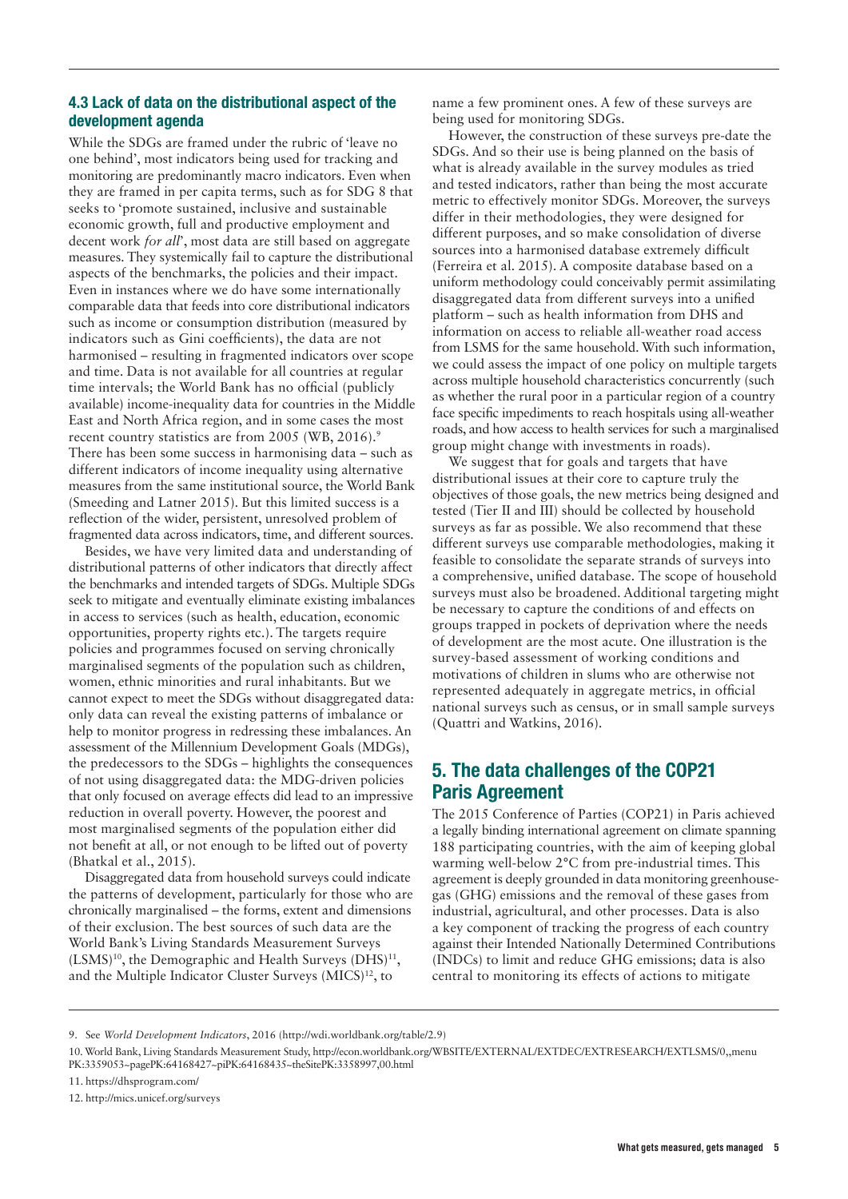### 4.3 Lack of data on the distributional aspect of the development agenda

While the SDGs are framed under the rubric of 'leave no one behind', most indicators being used for tracking and monitoring are predominantly macro indicators. Even when they are framed in per capita terms, such as for SDG 8 that seeks to 'promote sustained, inclusive and sustainable economic growth, full and productive employment and decent work *for all*', most data are still based on aggregate measures. They systemically fail to capture the distributional aspects of the benchmarks, the policies and their impact. Even in instances where we do have some internationally comparable data that feeds into core distributional indicators such as income or consumption distribution (measured by indicators such as Gini coefficients), the data are not harmonised – resulting in fragmented indicators over scope and time. Data is not available for all countries at regular time intervals; the World Bank has no official (publicly available) income-inequality data for countries in the Middle East and North Africa region, and in some cases the most recent country statistics are from 2005 (WB, 2016).[9] There has been some success in harmonising data – such as different indicators of income inequality using alternative measures from the same institutional source, the World Bank (Smeeding and Latner 2015). But this limited success is a reflection of the wider, persistent, unresolved problem of fragmented data across indicators, time, and different sources.

Besides, we have very limited data and understanding of distributional patterns of other indicators that directly affect the benchmarks and intended targets of SDGs. Multiple SDGs seek to mitigate and eventually eliminate existing imbalances in access to services (such as health, education, economic opportunities, property rights etc.). The targets require policies and programmes focused on serving chronically marginalised segments of the population such as children, women, ethnic minorities and rural inhabitants. But we cannot expect to meet the SDGs without disaggregated data: only data can reveal the existing patterns of imbalance or help to monitor progress in redressing these imbalances. An assessment of the Millennium Development Goals (MDGs), the predecessors to the SDGs – highlights the consequences of not using disaggregated data: the MDG-driven policies that only focused on average effects did lead to an impressive reduction in overall poverty. However, the poorest and most marginalised segments of the population either did not benefit at all, or not enough to be lifted out of poverty (Bhatkal et al., 2015).

Disaggregated data from household surveys could indicate the patterns of development, particularly for those who are chronically marginalised – the forms, extent and dimensions of their exclusion. The best sources of such data are the World Bank's Living Standards Measurement Surveys (LSMS)[10], the Demographic and Health Surveys (DHS)[11], and the Multiple Indicator Cluster Surveys (MICS)[12], to name a few prominent ones. A few of these surveys are being used for monitoring SDGs.

However, the construction of these surveys pre-date the SDGs. And so their use is being planned on the basis of what is already available in the survey modules as tried and tested indicators, rather than being the most accurate metric to effectively monitor SDGs. Moreover, the surveys differ in their methodologies, they were designed for different purposes, and so make consolidation of diverse sources into a harmonised database extremely difficult (Ferreira et al. 2015). A composite database based on a uniform methodology could conceivably permit assimilating disaggregated data from different surveys into a unified platform – such as health information from DHS and information on access to reliable all-weather road access from LSMS for the same household. With such information, we could assess the impact of one policy on multiple targets across multiple household characteristics concurrently (such as whether the rural poor in a particular region of a country face specific impediments to reach hospitals using all-weather roads, and how access to health services for such a marginalised group might change with investments in roads).

We suggest that for goals and targets that have distributional issues at their core to capture truly the objectives of those goals, the new metrics being designed and tested (Tier II and III) should be collected by household surveys as far as possible. We also recommend that these different surveys use comparable methodologies, making it feasible to consolidate the separate strands of surveys into a comprehensive, unified database. The scope of household surveys must also be broadened. Additional targeting might be necessary to capture the conditions of and effects on groups trapped in pockets of deprivation where the needs of development are the most acute. One illustration is the survey-based assessment of working conditions and motivations of children in slums who are otherwise not represented adequately in aggregate metrics, in official national surveys such as census, or in small sample surveys (Quattri and Watkins, 2016).

## 5. The data challenges of the COP21 Paris Agreement

The 2015 Conference of Parties (COP21) in Paris achieved a legally binding international agreement on climate spanning 188 participating countries, with the aim of keeping global warming well-below 2°C from pre-industrial times. This agreement is deeply grounded in data monitoring greenhouse-gas (GHG) emissions and the removal of these gases from industrial, agricultural, and other processes. Data is also a key component of tracking the progress of each country against their Intended Nationally Determined Contributions (INDCs) to limit and reduce GHG emissions; data is also central to monitoring its effects of actions to mitigate

9. See *World Development Indicators*, 2016 (http://wdi.worldbank.org/table/2.9)

10. World Bank, Living Standards Measurement Study, http://econ.worldbank.org/WBSITE/EXTERNAL/EXTDEC/EXTRESEARCH/EXTLSMS/0,,menuPK:3359053~pagePK:64168427~piPK:64168435~theSitePK:3358997,00.html

11. https://dhsprogram.com/

12. http://mics.unicef.org/surveys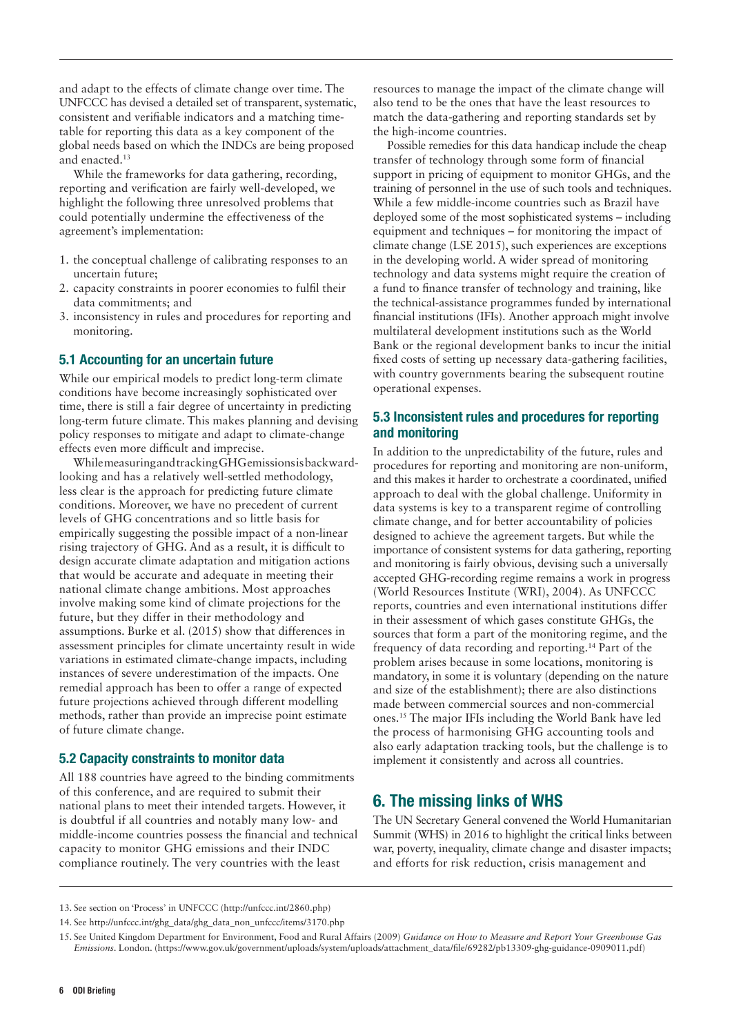and adapt to the effects of climate change over time. The UNFCCC has devised a detailed set of transparent, systematic, consistent and verifiable indicators and a matching timetable for reporting this data as a key component of the global needs based on which the INDCs are being proposed and enacted.[13]

While the frameworks for data gathering, recording, reporting and verification are fairly well-developed, we highlight the following three unresolved problems that could potentially undermine the effectiveness of the agreement's implementation:

1. the conceptual challenge of calibrating responses to an uncertain future;
2. capacity constraints in poorer economies to fulfil their data commitments; and
3. inconsistency in rules and procedures for reporting and monitoring.

### 5.1 Accounting for an uncertain future

While our empirical models to predict long-term climate conditions have become increasingly sophisticated over time, there is still a fair degree of uncertainty in predicting long-term future climate. This makes planning and devising policy responses to mitigate and adapt to climate-change effects even more difficult and imprecise.

While measuring and tracking GHG emissions is backward-looking and has a relatively well-settled methodology, less clear is the approach for predicting future climate conditions. Moreover, we have no precedent of current levels of GHG concentrations and so little basis for empirically suggesting the possible impact of a non-linear rising trajectory of GHG. And as a result, it is difficult to design accurate climate adaptation and mitigation actions that would be accurate and adequate in meeting their national climate change ambitions. Most approaches involve making some kind of climate projections for the future, but they differ in their methodology and assumptions. Burke et al. (2015) show that differences in assessment principles for climate uncertainty result in wide variations in estimated climate-change impacts, including instances of severe underestimation of the impacts. One remedial approach has been to offer a range of expected future projections achieved through different modelling methods, rather than provide an imprecise point estimate of future climate change.

### 5.2 Capacity constraints to monitor data

All 188 countries have agreed to the binding commitments of this conference, and are required to submit their national plans to meet their intended targets. However, it is doubtful if all countries and notably many low- and middle-income countries possess the financial and technical capacity to monitor GHG emissions and their INDC compliance routinely. The very countries with the least resources to manage the impact of the climate change will also tend to be the ones that have the least resources to match the data-gathering and reporting standards set by the high-income countries.

Possible remedies for this data handicap include the cheap transfer of technology through some form of financial support in pricing of equipment to monitor GHGs, and the training of personnel in the use of such tools and techniques. While a few middle-income countries such as Brazil have deployed some of the most sophisticated systems – including equipment and techniques – for monitoring the impact of climate change (LSE 2015), such experiences are exceptions in the developing world. A wider spread of monitoring technology and data systems might require the creation of a fund to finance transfer of technology and training, like the technical-assistance programmes funded by international financial institutions (IFIs). Another approach might involve multilateral development institutions such as the World Bank or the regional development banks to incur the initial fixed costs of setting up necessary data-gathering facilities, with country governments bearing the subsequent routine operational expenses.

### 5.3 Inconsistent rules and procedures for reporting and monitoring

In addition to the unpredictability of the future, rules and procedures for reporting and monitoring are non-uniform, and this makes it harder to orchestrate a coordinated, unified approach to deal with the global challenge. Uniformity in data systems is key to a transparent regime of controlling climate change, and for better accountability of policies designed to achieve the agreement targets. But while the importance of consistent systems for data gathering, reporting and monitoring is fairly obvious, devising such a universally accepted GHG-recording regime remains a work in progress (World Resources Institute (WRI), 2004). As UNFCCC reports, countries and even international institutions differ in their assessment of which gases constitute GHGs, the sources that form a part of the monitoring regime, and the frequency of data recording and reporting.[14] Part of the problem arises because in some locations, monitoring is mandatory, in some it is voluntary (depending on the nature and size of the establishment); there are also distinctions made between commercial sources and non-commercial ones.[15] The major IFIs including the World Bank have led the process of harmonising GHG accounting tools and also early adaptation tracking tools, but the challenge is to implement it consistently and across all countries.

## 6. The missing links of WHS

The UN Secretary General convened the World Humanitarian Summit (WHS) in 2016 to highlight the critical links between war, poverty, inequality, climate change and disaster impacts; and efforts for risk reduction, crisis management and

---

13. See section on 'Process' in UNFCCC (http://unfccc.int/2860.php)

14. See http://unfccc.int/ghg_data/ghg_data_non_unfccc/items/3170.php

15. See United Kingdom Department for Environment, Food and Rural Affairs (2009) *Guidance on How to Measure and Report Your Greenhouse Gas Emissions*. London. (https://www.gov.uk/government/uploads/system/uploads/attachment_data/file/69282/pb13309-ghg-guidance-0909011.pdf)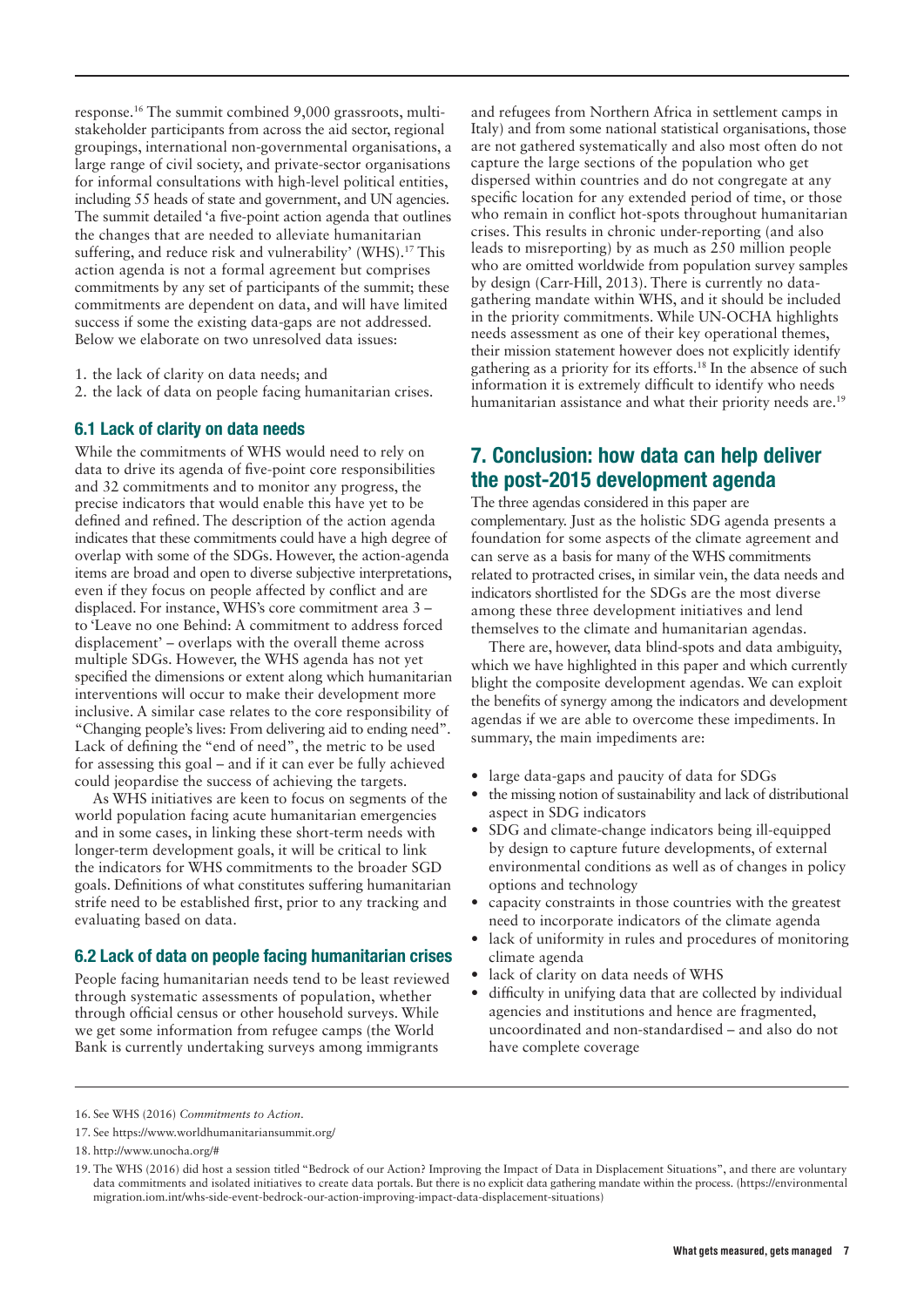response.[16] The summit combined 9,000 grassroots, multi-stakeholder participants from across the aid sector, regional groupings, international non-governmental organisations, a large range of civil society, and private-sector organisations for informal consultations with high-level political entities, including 55 heads of state and government, and UN agencies. The summit detailed 'a five-point action agenda that outlines the changes that are needed to alleviate humanitarian suffering, and reduce risk and vulnerability' (WHS).[17] This action agenda is not a formal agreement but comprises commitments by any set of participants of the summit; these commitments are dependent on data, and will have limited success if some the existing data-gaps are not addressed. Below we elaborate on two unresolved data issues:

1. the lack of clarity on data needs; and
2. the lack of data on people facing humanitarian crises.

### 6.1 Lack of clarity on data needs

While the commitments of WHS would need to rely on data to drive its agenda of five-point core responsibilities and 32 commitments and to monitor any progress, the precise indicators that would enable this have yet to be defined and refined. The description of the action agenda indicates that these commitments could have a high degree of overlap with some of the SDGs. However, the action-agenda items are broad and open to diverse subjective interpretations, even if they focus on people affected by conflict and are displaced. For instance, WHS's core commitment area 3 – to 'Leave no one Behind: A commitment to address forced displacement' – overlaps with the overall theme across multiple SDGs. However, the WHS agenda has not yet specified the dimensions or extent along which humanitarian interventions will occur to make their development more inclusive. A similar case relates to the core responsibility of "Changing people's lives: From delivering aid to ending need". Lack of defining the "end of need", the metric to be used for assessing this goal – and if it can ever be fully achieved could jeopardise the success of achieving the targets.

As WHS initiatives are keen to focus on segments of the world population facing acute humanitarian emergencies and in some cases, in linking these short-term needs with longer-term development goals, it will be critical to link the indicators for WHS commitments to the broader SGD goals. Definitions of what constitutes suffering humanitarian strife need to be established first, prior to any tracking and evaluating based on data.

### 6.2 Lack of data on people facing humanitarian crises

People facing humanitarian needs tend to be least reviewed through systematic assessments of population, whether through official census or other household surveys. While we get some information from refugee camps (the World Bank is currently undertaking surveys among immigrants and refugees from Northern Africa in settlement camps in Italy) and from some national statistical organisations, those are not gathered systematically and also most often do not capture the large sections of the population who get dispersed within countries and do not congregate at any specific location for any extended period of time, or those who remain in conflict hot-spots throughout humanitarian crises. This results in chronic under-reporting (and also leads to misreporting) by as much as 250 million people who are omitted worldwide from population survey samples by design (Carr-Hill, 2013). There is currently no data-gathering mandate within WHS, and it should be included in the priority commitments. While UN-OCHA highlights needs assessment as one of their key operational themes, their mission statement however does not explicitly identify gathering as a priority for its efforts.[18] In the absence of such information it is extremely difficult to identify who needs humanitarian assistance and what their priority needs are.[19]

## 7. Conclusion: how data can help deliver the post-2015 development agenda

The three agendas considered in this paper are complementary. Just as the holistic SDG agenda presents a foundation for some aspects of the climate agreement and can serve as a basis for many of the WHS commitments related to protracted crises, in similar vein, the data needs and indicators shortlisted for the SDGs are the most diverse among these three development initiatives and lend themselves to the climate and humanitarian agendas.

There are, however, data blind-spots and data ambiguity, which we have highlighted in this paper and which currently blight the composite development agendas. We can exploit the benefits of synergy among the indicators and development agendas if we are able to overcome these impediments. In summary, the main impediments are:

- large data-gaps and paucity of data for SDGs
- the missing notion of sustainability and lack of distributional aspect in SDG indicators
- SDG and climate-change indicators being ill-equipped by design to capture future developments, of external environmental conditions as well as of changes in policy options and technology
- capacity constraints in those countries with the greatest need to incorporate indicators of the climate agenda
- lack of uniformity in rules and procedures of monitoring climate agenda
- lack of clarity on data needs of WHS
- difficulty in unifying data that are collected by individual agencies and institutions and hence are fragmented, uncoordinated and non-standardised – and also do not have complete coverage

---

16. See WHS (2016) *Commitments to Action*.

17. See https://www.worldhumanitariansummit.org/

18. http://www.unocha.org/#

19. The WHS (2016) did host a session titled "Bedrock of our Action? Improving the Impact of Data in Displacement Situations", and there are voluntary data commitments and isolated initiatives to create data portals. But there is no explicit data gathering mandate within the process. (https://environmentalmigration.iom.int/whs-side-event-bedrock-our-action-improving-impact-data-displacement-situations)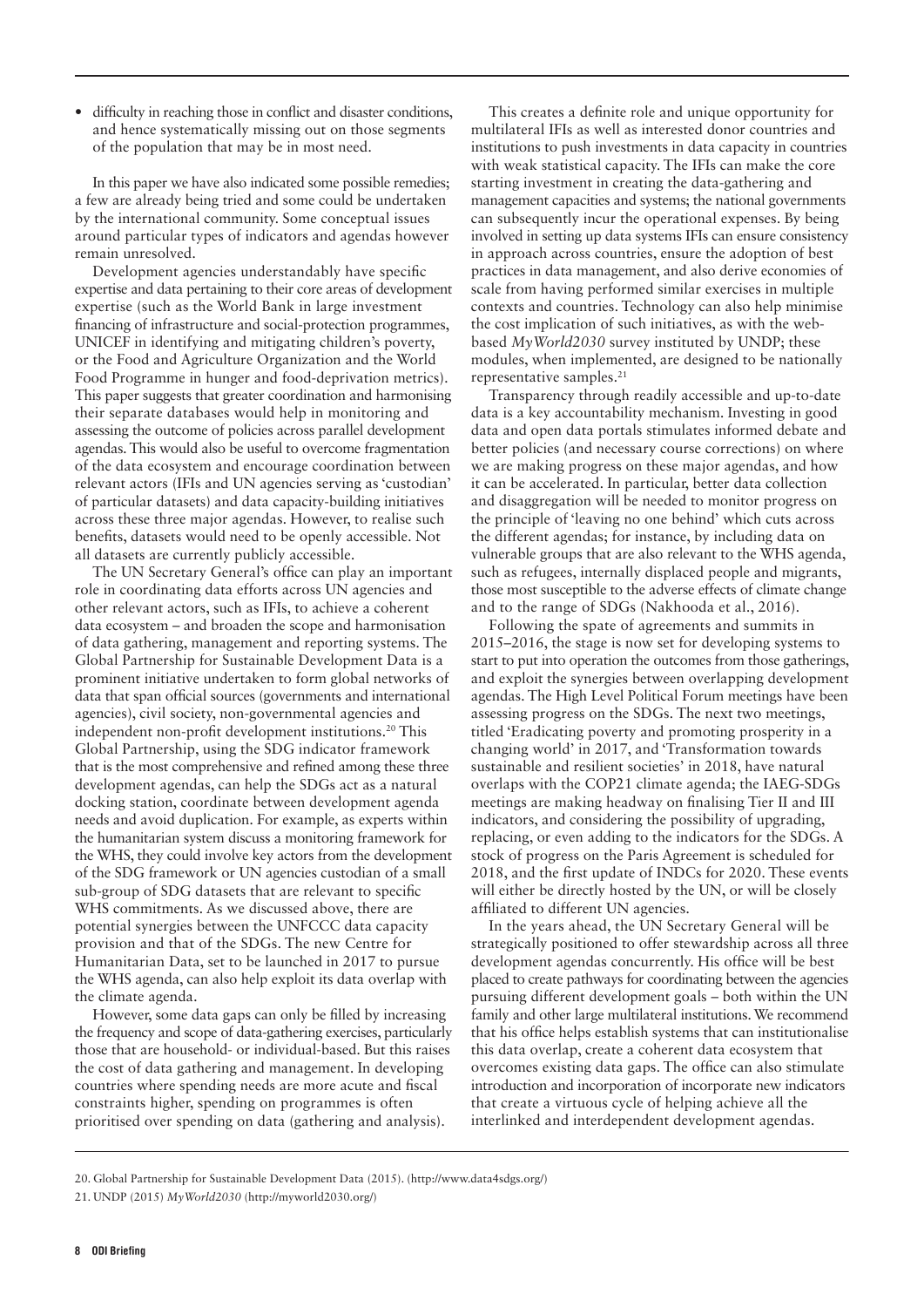- difficulty in reaching those in conflict and disaster conditions, and hence systematically missing out on those segments of the population that may be in most need.

In this paper we have also indicated some possible remedies; a few are already being tried and some could be undertaken by the international community. Some conceptual issues around particular types of indicators and agendas however remain unresolved.

Development agencies understandably have specific expertise and data pertaining to their core areas of development expertise (such as the World Bank in large investment financing of infrastructure and social-protection programmes, UNICEF in identifying and mitigating children's poverty, or the Food and Agriculture Organization and the World Food Programme in hunger and food-deprivation metrics). This paper suggests that greater coordination and harmonising their separate databases would help in monitoring and assessing the outcome of policies across parallel development agendas. This would also be useful to overcome fragmentation of the data ecosystem and encourage coordination between relevant actors (IFIs and UN agencies serving as 'custodian' of particular datasets) and data capacity-building initiatives across these three major agendas. However, to realise such benefits, datasets would need to be openly accessible. Not all datasets are currently publicly accessible.

The UN Secretary General's office can play an important role in coordinating data efforts across UN agencies and other relevant actors, such as IFIs, to achieve a coherent data ecosystem – and broaden the scope and harmonisation of data gathering, management and reporting systems. The Global Partnership for Sustainable Development Data is a prominent initiative undertaken to form global networks of data that span official sources (governments and international agencies), civil society, non-governmental agencies and independent non-profit development institutions.[20] This Global Partnership, using the SDG indicator framework that is the most comprehensive and refined among these three development agendas, can help the SDGs act as a natural docking station, coordinate between development agenda needs and avoid duplication. For example, as experts within the humanitarian system discuss a monitoring framework for the WHS, they could involve key actors from the development of the SDG framework or UN agencies custodian of a small sub-group of SDG datasets that are relevant to specific WHS commitments. As we discussed above, there are potential synergies between the UNFCCC data capacity provision and that of the SDGs. The new Centre for Humanitarian Data, set to be launched in 2017 to pursue the WHS agenda, can also help exploit its data overlap with the climate agenda.

However, some data gaps can only be filled by increasing the frequency and scope of data-gathering exercises, particularly those that are household- or individual-based. But this raises the cost of data gathering and management. In developing countries where spending needs are more acute and fiscal constraints higher, spending on programmes is often prioritised over spending on data (gathering and analysis).

This creates a definite role and unique opportunity for multilateral IFIs as well as interested donor countries and institutions to push investments in data capacity in countries with weak statistical capacity. The IFIs can make the core starting investment in creating the data-gathering and management capacities and systems; the national governments can subsequently incur the operational expenses. By being involved in setting up data systems IFIs can ensure consistency in approach across countries, ensure the adoption of best practices in data management, and also derive economies of scale from having performed similar exercises in multiple contexts and countries. Technology can also help minimise the cost implication of such initiatives, as with the web-based *MyWorld2030* survey instituted by UNDP; these modules, when implemented, are designed to be nationally representative samples.[21]

Transparency through readily accessible and up-to-date data is a key accountability mechanism. Investing in good data and open data portals stimulates informed debate and better policies (and necessary course corrections) on where we are making progress on these major agendas, and how it can be accelerated. In particular, better data collection and disaggregation will be needed to monitor progress on the principle of 'leaving no one behind' which cuts across the different agendas; for instance, by including data on vulnerable groups that are also relevant to the WHS agenda, such as refugees, internally displaced people and migrants, those most susceptible to the adverse effects of climate change and to the range of SDGs (Nakhooda et al., 2016).

Following the spate of agreements and summits in 2015–2016, the stage is now set for developing systems to start to put into operation the outcomes from those gatherings, and exploit the synergies between overlapping development agendas. The High Level Political Forum meetings have been assessing progress on the SDGs. The next two meetings, titled 'Eradicating poverty and promoting prosperity in a changing world' in 2017, and 'Transformation towards sustainable and resilient societies' in 2018, have natural overlaps with the COP21 climate agenda; the IAEG-SDGs meetings are making headway on finalising Tier II and III indicators, and considering the possibility of upgrading, replacing, or even adding to the indicators for the SDGs. A stock of progress on the Paris Agreement is scheduled for 2018, and the first update of INDCs for 2020. These events will either be directly hosted by the UN, or will be closely affiliated to different UN agencies.

In the years ahead, the UN Secretary General will be strategically positioned to offer stewardship across all three development agendas concurrently. His office will be best placed to create pathways for coordinating between the agencies pursuing different development goals – both within the UN family and other large multilateral institutions. We recommend that his office helps establish systems that can institutionalise this data overlap, create a coherent data ecosystem that overcomes existing data gaps. The office can also stimulate introduction and incorporation of incorporate new indicators that create a virtuous cycle of helping achieve all the interlinked and interdependent development agendas.

20. Global Partnership for Sustainable Development Data (2015). (http://www.data4sdgs.org/)

21. UNDP (2015) *MyWorld2030* (http://myworld2030.org/)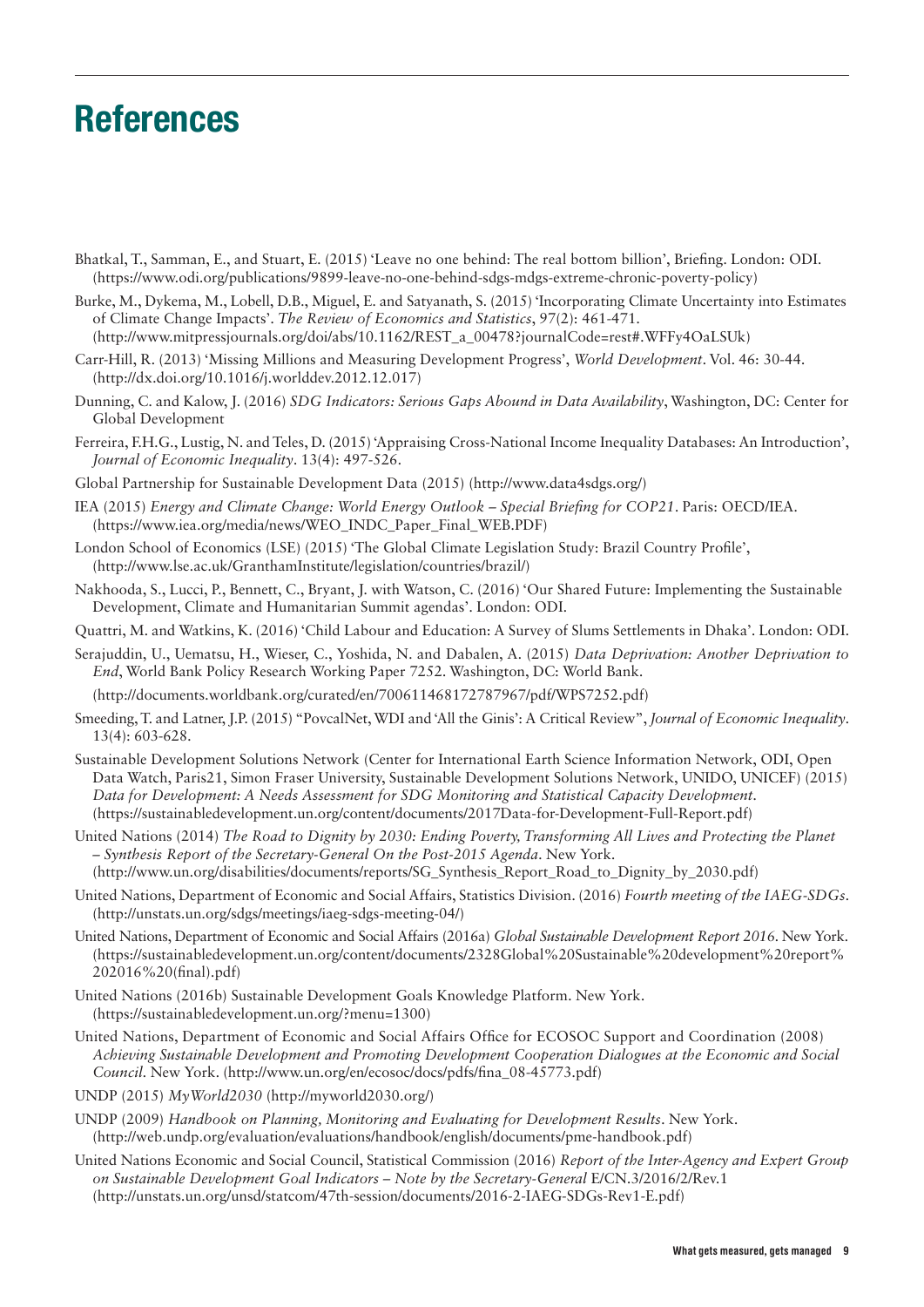# References

Bhatkal, T., Samman, E., and Stuart, E. (2015) 'Leave no one behind: The real bottom billion', Briefing. London: ODI. (https://www.odi.org/publications/9899-leave-no-one-behind-sdgs-mdgs-extreme-chronic-poverty-policy)

Burke, M., Dykema, M., Lobell, D.B., Miguel, E. and Satyanath, S. (2015) 'Incorporating Climate Uncertainty into Estimates of Climate Change Impacts'. *The Review of Economics and Statistics*, 97(2): 461-471. (http://www.mitpressjournals.org/doi/abs/10.1162/REST_a_00478?journalCode=rest#.WFFy4OaLSUk)

Carr-Hill, R. (2013) 'Missing Millions and Measuring Development Progress', *World Development*. Vol. 46: 30-44. (http://dx.doi.org/10.1016/j.worlddev.2012.12.017)

Dunning, C. and Kalow, J. (2016) *SDG Indicators: Serious Gaps Abound in Data Availability*, Washington, DC: Center for Global Development

Ferreira, F.H.G., Lustig, N. and Teles, D. (2015) 'Appraising Cross-National Income Inequality Databases: An Introduction', *Journal of Economic Inequality*. 13(4): 497-526.

Global Partnership for Sustainable Development Data (2015) (http://www.data4sdgs.org/)

IEA (2015) *Energy and Climate Change: World Energy Outlook – Special Briefing for COP21*. Paris: OECD/IEA. (https://www.iea.org/media/news/WEO_INDC_Paper_Final_WEB.PDF)

London School of Economics (LSE) (2015) 'The Global Climate Legislation Study: Brazil Country Profile', (http://www.lse.ac.uk/GranthamInstitute/legislation/countries/brazil/)

Nakhooda, S., Lucci, P., Bennett, C., Bryant, J. with Watson, C. (2016) 'Our Shared Future: Implementing the Sustainable Development, Climate and Humanitarian Summit agendas'. London: ODI.

Quattri, M. and Watkins, K. (2016) 'Child Labour and Education: A Survey of Slums Settlements in Dhaka'. London: ODI.

Serajuddin, U., Uematsu, H., Wieser, C., Yoshida, N. and Dabalen, A. (2015) *Data Deprivation: Another Deprivation to End*, World Bank Policy Research Working Paper 7252. Washington, DC: World Bank. (http://documents.worldbank.org/curated/en/700611468172787967/pdf/WPS7252.pdf)

Smeeding, T. and Latner, J.P. (2015) "PovcalNet, WDI and 'All the Ginis': A Critical Review", *Journal of Economic Inequality*. 13(4): 603-628.

Sustainable Development Solutions Network (Center for International Earth Science Information Network, ODI, Open Data Watch, Paris21, Simon Fraser University, Sustainable Development Solutions Network, UNIDO, UNICEF) (2015) *Data for Development: A Needs Assessment for SDG Monitoring and Statistical Capacity Development*. (https://sustainabledevelopment.un.org/content/documents/2017Data-for-Development-Full-Report.pdf)

United Nations (2014) *The Road to Dignity by 2030: Ending Poverty, Transforming All Lives and Protecting the Planet – Synthesis Report of the Secretary-General On the Post-2015 Agenda*. New York. (http://www.un.org/disabilities/documents/reports/SG_Synthesis_Report_Road_to_Dignity_by_2030.pdf)

United Nations, Department of Economic and Social Affairs, Statistics Division. (2016) *Fourth meeting of the IAEG-SDGs*. (http://unstats.un.org/sdgs/meetings/iaeg-sdgs-meeting-04/)

United Nations, Department of Economic and Social Affairs (2016a) *Global Sustainable Development Report 2016*. New York. (https://sustainabledevelopment.un.org/content/documents/2328Global%20Sustainable%20development%20report%202016%20(final).pdf)

United Nations (2016b) Sustainable Development Goals Knowledge Platform. New York. (https://sustainabledevelopment.un.org/?menu=1300)

United Nations, Department of Economic and Social Affairs Office for ECOSOC Support and Coordination (2008) *Achieving Sustainable Development and Promoting Development Cooperation Dialogues at the Economic and Social Council*. New York. (http://www.un.org/en/ecosoc/docs/pdfs/fina_08-45773.pdf)

UNDP (2015) *MyWorld2030* (http://myworld2030.org/)

UNDP (2009) *Handbook on Planning, Monitoring and Evaluating for Development Results*. New York. (http://web.undp.org/evaluation/evaluations/handbook/english/documents/pme-handbook.pdf)

United Nations Economic and Social Council, Statistical Commission (2016) *Report of the Inter-Agency and Expert Group on Sustainable Development Goal Indicators – Note by the Secretary-General* E/CN.3/2016/2/Rev.1 (http://unstats.un.org/unsd/statcom/47th-session/documents/2016-2-IAEG-SDGs-Rev1-E.pdf)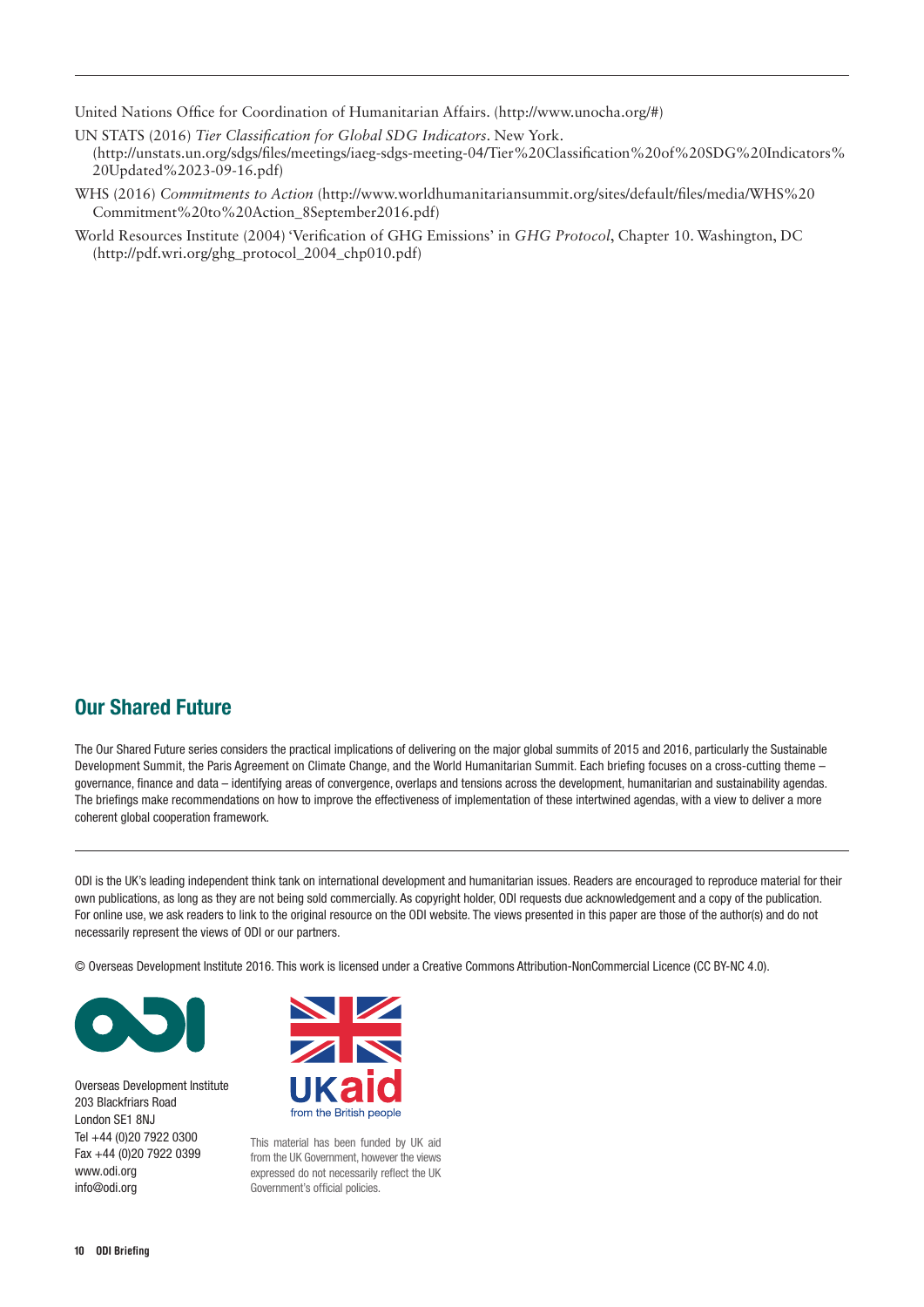United Nations Office for Coordination of Humanitarian Affairs. (http://www.unocha.org/#)

UN STATS (2016) *Tier Classification for Global SDG Indicators*. New York. (http://unstats.un.org/sdgs/files/meetings/iaeg-sdgs-meeting-04/Tier%20Classification%20of%20SDG%20Indicators%20Updated%2023-09-16.pdf)

WHS (2016) *Commitments to Action* (http://www.worldhumanitariansummit.org/sites/default/files/media/WHS%20Commitment%20to%20Action_8September2016.pdf)

World Resources Institute (2004) 'Verification of GHG Emissions' in *GHG Protocol*, Chapter 10. Washington, DC (http://pdf.wri.org/ghg_protocol_2004_chp010.pdf)

## Our Shared Future

The Our Shared Future series considers the practical implications of delivering on the major global summits of 2015 and 2016, particularly the Sustainable Development Summit, the Paris Agreement on Climate Change, and the World Humanitarian Summit. Each briefing focuses on a cross-cutting theme – governance, finance and data – identifying areas of convergence, overlaps and tensions across the development, humanitarian and sustainability agendas. The briefings make recommendations on how to improve the effectiveness of implementation of these intertwined agendas, with a view to deliver a more coherent global cooperation framework.

ODI is the UK's leading independent think tank on international development and humanitarian issues. Readers are encouraged to reproduce material for their own publications, as long as they are not being sold commercially. As copyright holder, ODI requests due acknowledgement and a copy of the publication. For online use, we ask readers to link to the original resource on the ODI website. The views presented in this paper are those of the author(s) and do not necessarily represent the views of ODI or our partners.

© Overseas Development Institute 2016. This work is licensed under a Creative Commons Attribution-NonCommercial Licence (CC BY-NC 4.0).

Overseas Development Institute
203 Blackfriars Road
London SE1 8NJ
Tel +44 (0)20 7922 0300
Fax +44 (0)20 7922 0399
www.odi.org
info@odi.org

UKaid from the British people

This material has been funded by UK aid from the UK Government, however the views expressed do not necessarily reflect the UK Government's official policies.